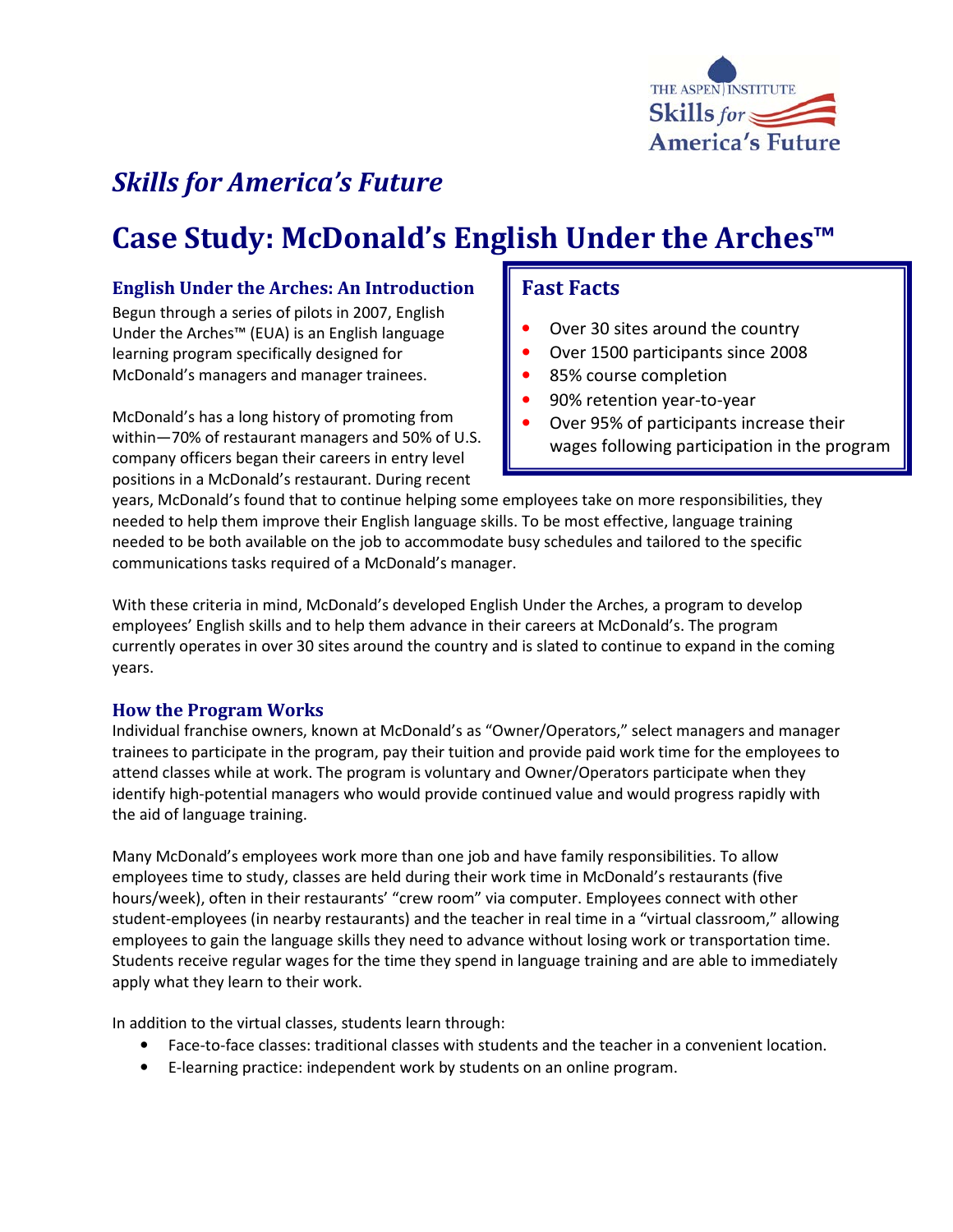*Skills for America's Future*

# Case Study: McDonald's English Under the Arches™

## Fast Facts

- Over 30 sites around the country
- Over 1500 participants since 2008
- 85% course completion
- 90% retention year-to-year
- Over 95% of participants increase their wages following participation in the program

## English Under the Arches: An Introduction

Begun through a series of pilots in 2007, English Under the Arches™ (EUA) is an English language learning program specifically designed for McDonald's managers and manager trainees.

McDonald's has a long history of promoting from within—70% of restaurant managers and 50% of U.S. company officers began their careers in entry level positions in a McDonald's restaurant. During recent years, McDonald's found that to continue helping some employees take on more responsibilities, they needed to help them improve their English language skills. To be most effective, language training needed to be both available on the job to accommodate busy schedules and tailored to the specific communications tasks required of a McDonald's manager.

With these criteria in mind, McDonald's developed English Under the Arches, a program to develop employees' English skills and to help them advance in their careers at McDonald's. The program currently operates in over 30 sites around the country and is slated to continue to expand in the coming years.

## How the Program Works

Individual franchise owners, known at McDonald's as "Owner/Operators," select managers and manager trainees to participate in the program, pay their tuition and provide paid work time for the employees to attend classes while at work. The program is voluntary and Owner/Operators participate when they identify high-potential managers who would provide continued value and would progress rapidly with the aid of language training.

Many McDonald's employees work more than one job and have family responsibilities. To allow employees time to study, classes are held during their work time in McDonald's restaurants (five hours/week), often in their restaurants' "crew room" via computer. Employees connect with other student-employees (in nearby restaurants) and the teacher in real time in a "virtual classroom," allowing employees to gain the language skills they need to advance without losing work or transportation time. Students receive regular wages for the time they spend in language training and are able to immediately apply what they learn to their work.

In addition to the virtual classes, students learn through:

- Face-to-face classes: traditional classes with students and the teacher in a convenient location.
- E-learning practice: independent work by students on an online program.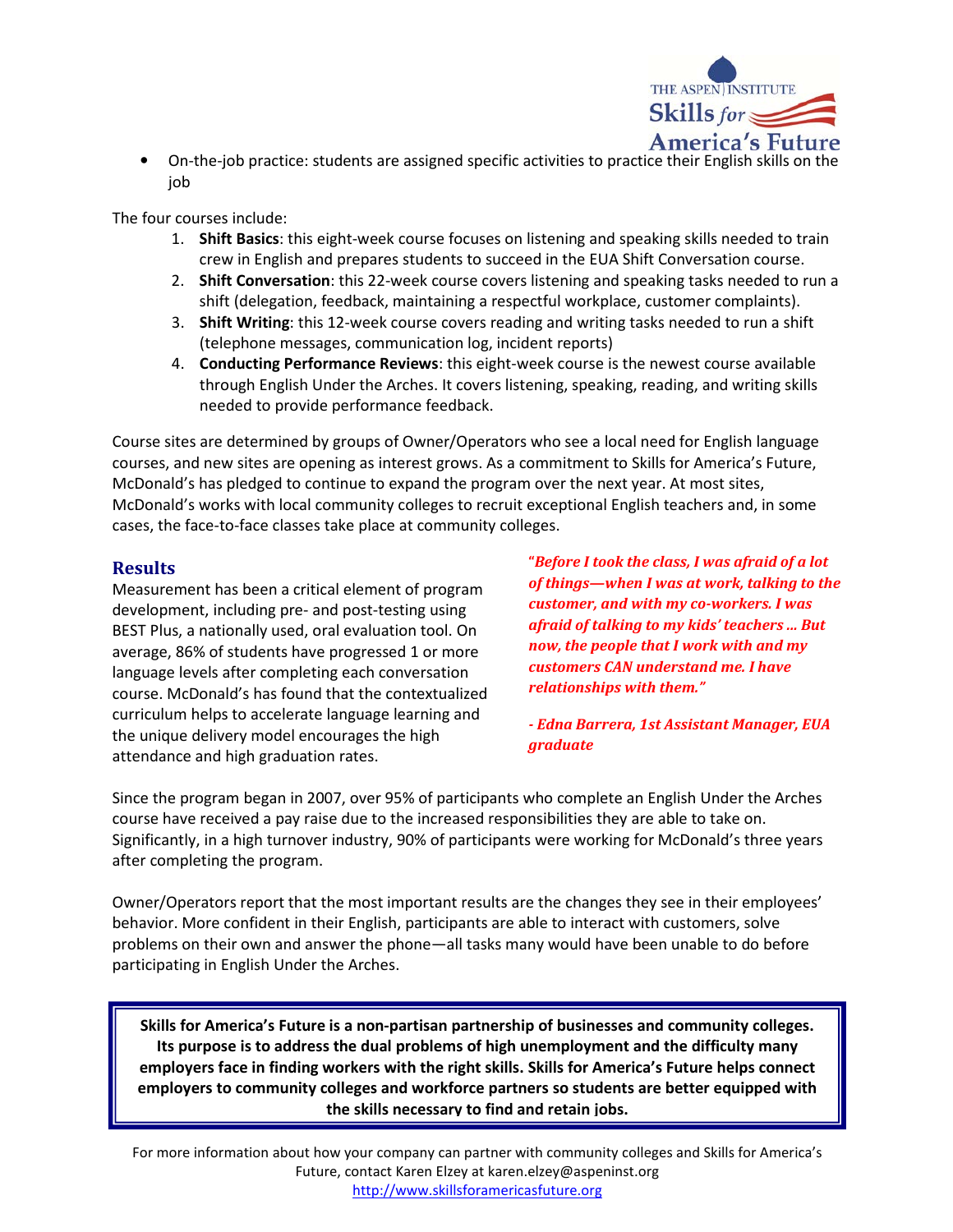- On-the-job practice: students are assigned specific activities to practice their English skills on the job

The four courses include:

1. **Shift Basics**: this eight-week course focuses on listening and speaking skills needed to train crew in English and prepares students to succeed in the EUA Shift Conversation course.
2. **Shift Conversation**: this 22-week course covers listening and speaking tasks needed to run a shift (delegation, feedback, maintaining a respectful workplace, customer complaints).
3. **Shift Writing**: this 12-week course covers reading and writing tasks needed to run a shift (telephone messages, communication log, incident reports)
4. **Conducting Performance Reviews**: this eight-week course is the newest course available through English Under the Arches. It covers listening, speaking, reading, and writing skills needed to provide performance feedback.

Course sites are determined by groups of Owner/Operators who see a local need for English language courses, and new sites are opening as interest grows. As a commitment to Skills for America's Future, McDonald's has pledged to continue to expand the program over the next year. At most sites, McDonald's works with local community colleges to recruit exceptional English teachers and, in some cases, the face-to-face classes take place at community colleges.

## Results

Measurement has been a critical element of program development, including pre- and post-testing using BEST Plus, a nationally used, oral evaluation tool. On average, 86% of students have progressed 1 or more language levels after completing each conversation course. McDonald's has found that the contextualized curriculum helps to accelerate language learning and the unique delivery model encourages the high attendance and high graduation rates.

***"Before I took the class, I was afraid of a lot of things—when I was at work, talking to the customer, and with my co-workers. I was afraid of talking to my kids' teachers … But now, the people that I work with and my customers CAN understand me. I have relationships with them."***

***- Edna Barrera, 1st Assistant Manager, EUA graduate***

Since the program began in 2007, over 95% of participants who complete an English Under the Arches course have received a pay raise due to the increased responsibilities they are able to take on. Significantly, in a high turnover industry, 90% of participants were working for McDonald's three years after completing the program.

Owner/Operators report that the most important results are the changes they see in their employees' behavior. More confident in their English, participants are able to interact with customers, solve problems on their own and answer the phone—all tasks many would have been unable to do before participating in English Under the Arches.

**Skills for America's Future is a non-partisan partnership of businesses and community colleges. Its purpose is to address the dual problems of high unemployment and the difficulty many employers face in finding workers with the right skills. Skills for America's Future helps connect employers to community colleges and workforce partners so students are better equipped with the skills necessary to find and retain jobs.**

For more information about how your company can partner with community colleges and Skills for America's Future, contact Karen Elzey at karen.elzey@aspeninst.org
http://www.skillsforamericasfuture.org